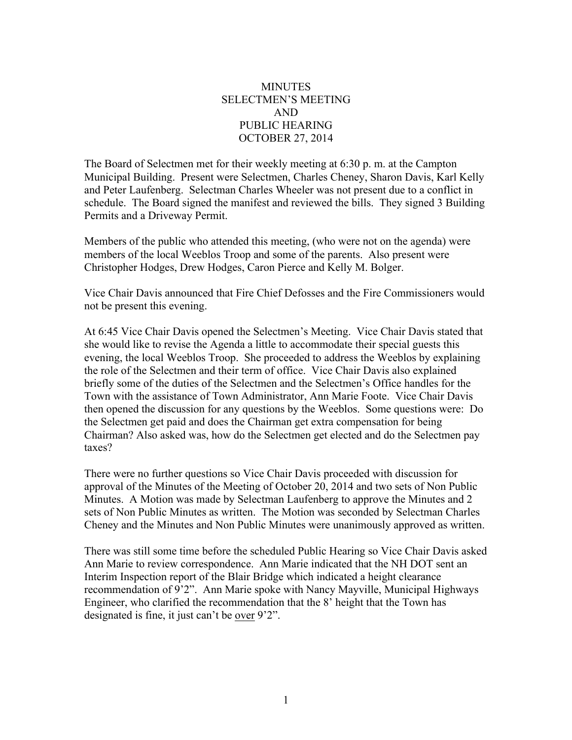# MINUTES
# SELECTMEN'S MEETING
# AND
# PUBLIC HEARING
# OCTOBER 27, 2014

The Board of Selectmen met for their weekly meeting at 6:30 p. m. at the Campton Municipal Building. Present were Selectmen, Charles Cheney, Sharon Davis, Karl Kelly and Peter Laufenberg. Selectman Charles Wheeler was not present due to a conflict in schedule. The Board signed the manifest and reviewed the bills. They signed 3 Building Permits and a Driveway Permit.

Members of the public who attended this meeting, (who were not on the agenda) were members of the local Weeblos Troop and some of the parents. Also present were Christopher Hodges, Drew Hodges, Caron Pierce and Kelly M. Bolger.

Vice Chair Davis announced that Fire Chief Defosses and the Fire Commissioners would not be present this evening.

At 6:45 Vice Chair Davis opened the Selectmen's Meeting. Vice Chair Davis stated that she would like to revise the Agenda a little to accommodate their special guests this evening, the local Weeblos Troop. She proceeded to address the Weeblos by explaining the role of the Selectmen and their term of office. Vice Chair Davis also explained briefly some of the duties of the Selectmen and the Selectmen's Office handles for the Town with the assistance of Town Administrator, Ann Marie Foote. Vice Chair Davis then opened the discussion for any questions by the Weeblos. Some questions were: Do the Selectmen get paid and does the Chairman get extra compensation for being Chairman? Also asked was, how do the Selectmen get elected and do the Selectmen pay taxes?

There were no further questions so Vice Chair Davis proceeded with discussion for approval of the Minutes of the Meeting of October 20, 2014 and two sets of Non Public Minutes. A Motion was made by Selectman Laufenberg to approve the Minutes and 2 sets of Non Public Minutes as written. The Motion was seconded by Selectman Charles Cheney and the Minutes and Non Public Minutes were unanimously approved as written.

There was still some time before the scheduled Public Hearing so Vice Chair Davis asked Ann Marie to review correspondence. Ann Marie indicated that the NH DOT sent an Interim Inspection report of the Blair Bridge which indicated a height clearance recommendation of 9'2". Ann Marie spoke with Nancy Mayville, Municipal Highways Engineer, who clarified the recommendation that the 8' height that the Town has designated is fine, it just can't be <u>over</u> 9'2".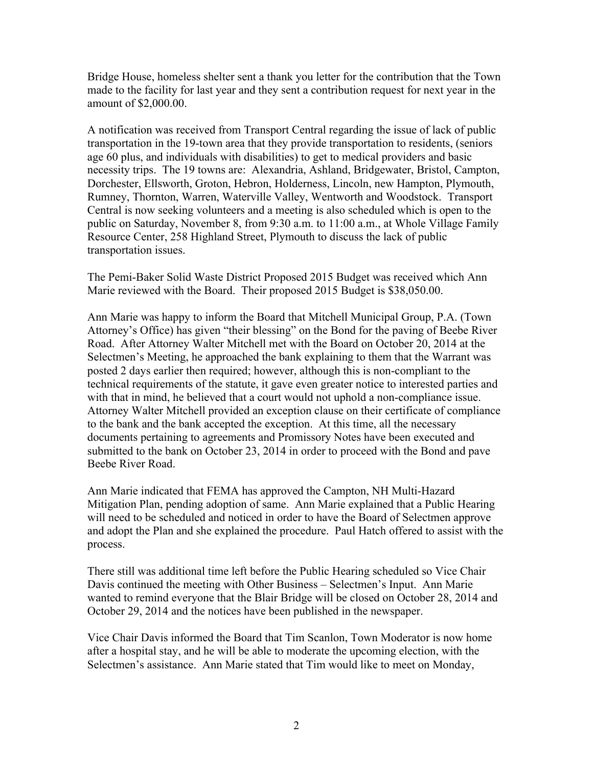Bridge House, homeless shelter sent a thank you letter for the contribution that the Town made to the facility for last year and they sent a contribution request for next year in the amount of $2,000.00.

A notification was received from Transport Central regarding the issue of lack of public transportation in the 19-town area that they provide transportation to residents, (seniors age 60 plus, and individuals with disabilities) to get to medical providers and basic necessity trips. The 19 towns are: Alexandria, Ashland, Bridgewater, Bristol, Campton, Dorchester, Ellsworth, Groton, Hebron, Holderness, Lincoln, new Hampton, Plymouth, Rumney, Thornton, Warren, Waterville Valley, Wentworth and Woodstock. Transport Central is now seeking volunteers and a meeting is also scheduled which is open to the public on Saturday, November 8, from 9:30 a.m. to 11:00 a.m., at Whole Village Family Resource Center, 258 Highland Street, Plymouth to discuss the lack of public transportation issues.

The Pemi-Baker Solid Waste District Proposed 2015 Budget was received which Ann Marie reviewed with the Board. Their proposed 2015 Budget is $38,050.00.

Ann Marie was happy to inform the Board that Mitchell Municipal Group, P.A. (Town Attorney's Office) has given "their blessing" on the Bond for the paving of Beebe River Road. After Attorney Walter Mitchell met with the Board on October 20, 2014 at the Selectmen's Meeting, he approached the bank explaining to them that the Warrant was posted 2 days earlier then required; however, although this is non-compliant to the technical requirements of the statute, it gave even greater notice to interested parties and with that in mind, he believed that a court would not uphold a non-compliance issue. Attorney Walter Mitchell provided an exception clause on their certificate of compliance to the bank and the bank accepted the exception. At this time, all the necessary documents pertaining to agreements and Promissory Notes have been executed and submitted to the bank on October 23, 2014 in order to proceed with the Bond and pave Beebe River Road.

Ann Marie indicated that FEMA has approved the Campton, NH Multi-Hazard Mitigation Plan, pending adoption of same. Ann Marie explained that a Public Hearing will need to be scheduled and noticed in order to have the Board of Selectmen approve and adopt the Plan and she explained the procedure. Paul Hatch offered to assist with the process.

There still was additional time left before the Public Hearing scheduled so Vice Chair Davis continued the meeting with Other Business – Selectmen's Input. Ann Marie wanted to remind everyone that the Blair Bridge will be closed on October 28, 2014 and October 29, 2014 and the notices have been published in the newspaper.

Vice Chair Davis informed the Board that Tim Scanlon, Town Moderator is now home after a hospital stay, and he will be able to moderate the upcoming election, with the Selectmen's assistance. Ann Marie stated that Tim would like to meet on Monday,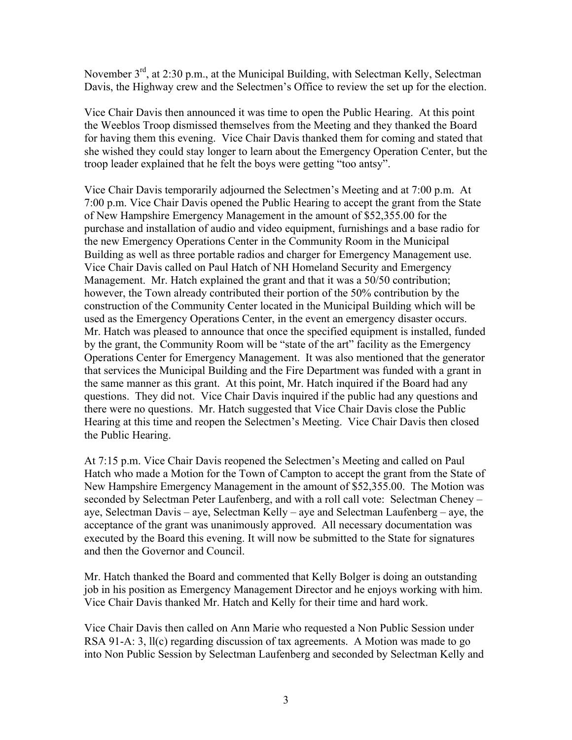November 3rd, at 2:30 p.m., at the Municipal Building, with Selectman Kelly, Selectman Davis, the Highway crew and the Selectmen's Office to review the set up for the election.

Vice Chair Davis then announced it was time to open the Public Hearing. At this point the Weeblos Troop dismissed themselves from the Meeting and they thanked the Board for having them this evening. Vice Chair Davis thanked them for coming and stated that she wished they could stay longer to learn about the Emergency Operation Center, but the troop leader explained that he felt the boys were getting "too antsy".

Vice Chair Davis temporarily adjourned the Selectmen's Meeting and at 7:00 p.m. At 7:00 p.m. Vice Chair Davis opened the Public Hearing to accept the grant from the State of New Hampshire Emergency Management in the amount of $52,355.00 for the purchase and installation of audio and video equipment, furnishings and a base radio for the new Emergency Operations Center in the Community Room in the Municipal Building as well as three portable radios and charger for Emergency Management use. Vice Chair Davis called on Paul Hatch of NH Homeland Security and Emergency Management. Mr. Hatch explained the grant and that it was a 50/50 contribution; however, the Town already contributed their portion of the 50% contribution by the construction of the Community Center located in the Municipal Building which will be used as the Emergency Operations Center, in the event an emergency disaster occurs. Mr. Hatch was pleased to announce that once the specified equipment is installed, funded by the grant, the Community Room will be "state of the art" facility as the Emergency Operations Center for Emergency Management. It was also mentioned that the generator that services the Municipal Building and the Fire Department was funded with a grant in the same manner as this grant. At this point, Mr. Hatch inquired if the Board had any questions. They did not. Vice Chair Davis inquired if the public had any questions and there were no questions. Mr. Hatch suggested that Vice Chair Davis close the Public Hearing at this time and reopen the Selectmen's Meeting. Vice Chair Davis then closed the Public Hearing.

At 7:15 p.m. Vice Chair Davis reopened the Selectmen's Meeting and called on Paul Hatch who made a Motion for the Town of Campton to accept the grant from the State of New Hampshire Emergency Management in the amount of $52,355.00. The Motion was seconded by Selectman Peter Laufenberg, and with a roll call vote: Selectman Cheney – aye, Selectman Davis – aye, Selectman Kelly – aye and Selectman Laufenberg – aye, the acceptance of the grant was unanimously approved. All necessary documentation was executed by the Board this evening. It will now be submitted to the State for signatures and then the Governor and Council.

Mr. Hatch thanked the Board and commented that Kelly Bolger is doing an outstanding job in his position as Emergency Management Director and he enjoys working with him. Vice Chair Davis thanked Mr. Hatch and Kelly for their time and hard work.

Vice Chair Davis then called on Ann Marie who requested a Non Public Session under RSA 91-A: 3, ll(c) regarding discussion of tax agreements. A Motion was made to go into Non Public Session by Selectman Laufenberg and seconded by Selectman Kelly and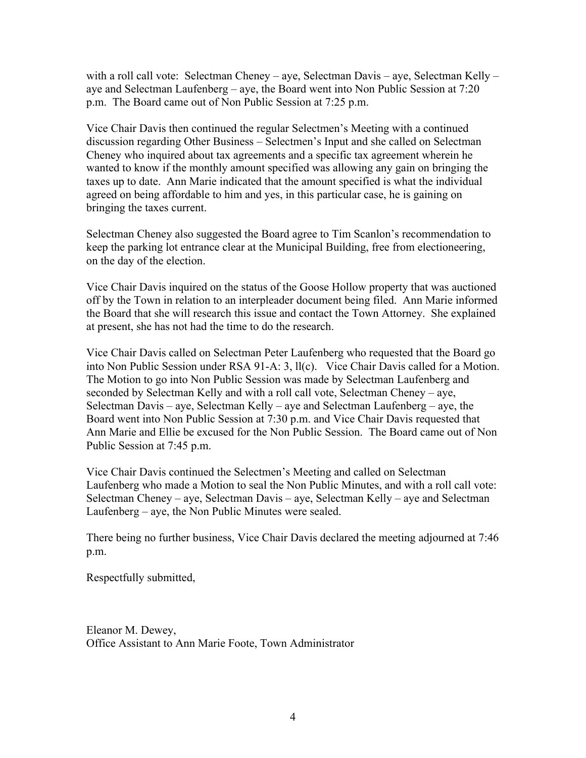with a roll call vote: Selectman Cheney – aye, Selectman Davis – aye, Selectman Kelly – aye and Selectman Laufenberg – aye, the Board went into Non Public Session at 7:20 p.m. The Board came out of Non Public Session at 7:25 p.m.

Vice Chair Davis then continued the regular Selectmen's Meeting with a continued discussion regarding Other Business – Selectmen's Input and she called on Selectman Cheney who inquired about tax agreements and a specific tax agreement wherein he wanted to know if the monthly amount specified was allowing any gain on bringing the taxes up to date. Ann Marie indicated that the amount specified is what the individual agreed on being affordable to him and yes, in this particular case, he is gaining on bringing the taxes current.

Selectman Cheney also suggested the Board agree to Tim Scanlon's recommendation to keep the parking lot entrance clear at the Municipal Building, free from electioneering, on the day of the election.

Vice Chair Davis inquired on the status of the Goose Hollow property that was auctioned off by the Town in relation to an interpleader document being filed. Ann Marie informed the Board that she will research this issue and contact the Town Attorney. She explained at present, she has not had the time to do the research.

Vice Chair Davis called on Selectman Peter Laufenberg who requested that the Board go into Non Public Session under RSA 91-A: 3, ll(c). Vice Chair Davis called for a Motion. The Motion to go into Non Public Session was made by Selectman Laufenberg and seconded by Selectman Kelly and with a roll call vote, Selectman Cheney – aye, Selectman Davis – aye, Selectman Kelly – aye and Selectman Laufenberg – aye, the Board went into Non Public Session at 7:30 p.m. and Vice Chair Davis requested that Ann Marie and Ellie be excused for the Non Public Session. The Board came out of Non Public Session at 7:45 p.m.

Vice Chair Davis continued the Selectmen's Meeting and called on Selectman Laufenberg who made a Motion to seal the Non Public Minutes, and with a roll call vote: Selectman Cheney – aye, Selectman Davis – aye, Selectman Kelly – aye and Selectman Laufenberg – aye, the Non Public Minutes were sealed.

There being no further business, Vice Chair Davis declared the meeting adjourned at 7:46 p.m.

Respectfully submitted,

Eleanor M. Dewey,
Office Assistant to Ann Marie Foote, Town Administrator